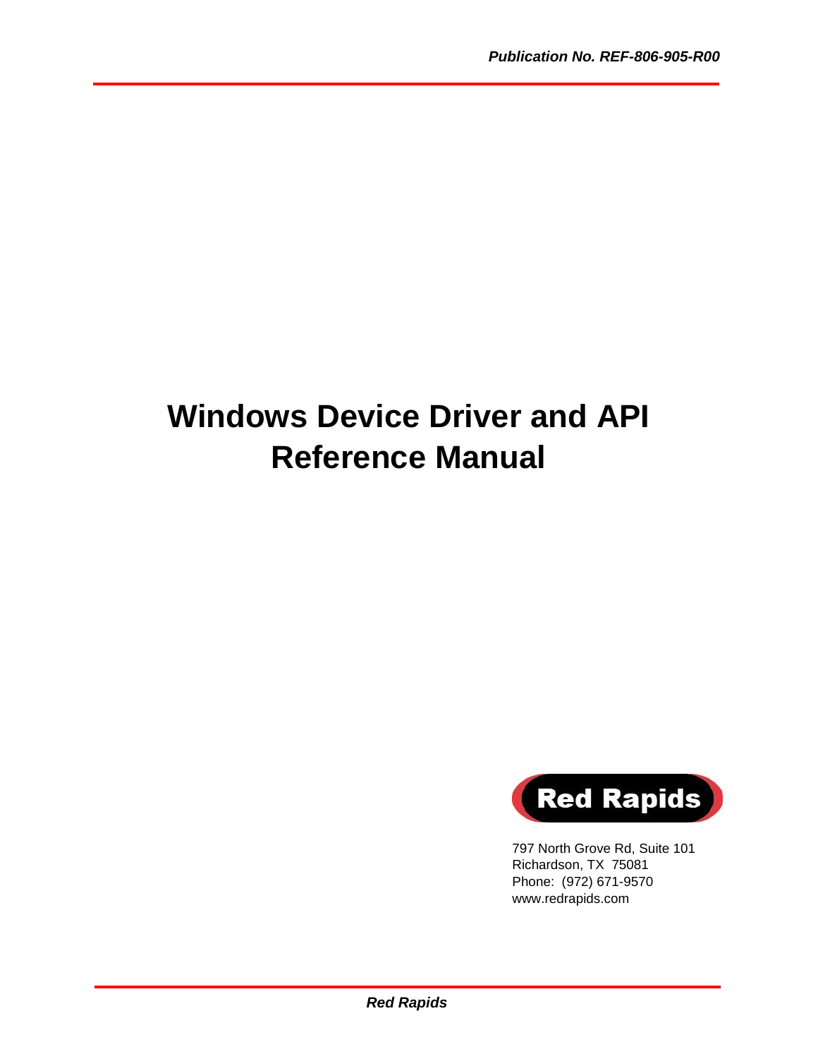*Publication No. REF-806-905-R00*

# Windows Device Driver and API Reference Manual

Red Rapids

797 North Grove Rd, Suite 101
Richardson, TX 75081
Phone: (972) 671-9570
www.redrapids.com

***Red Rapids***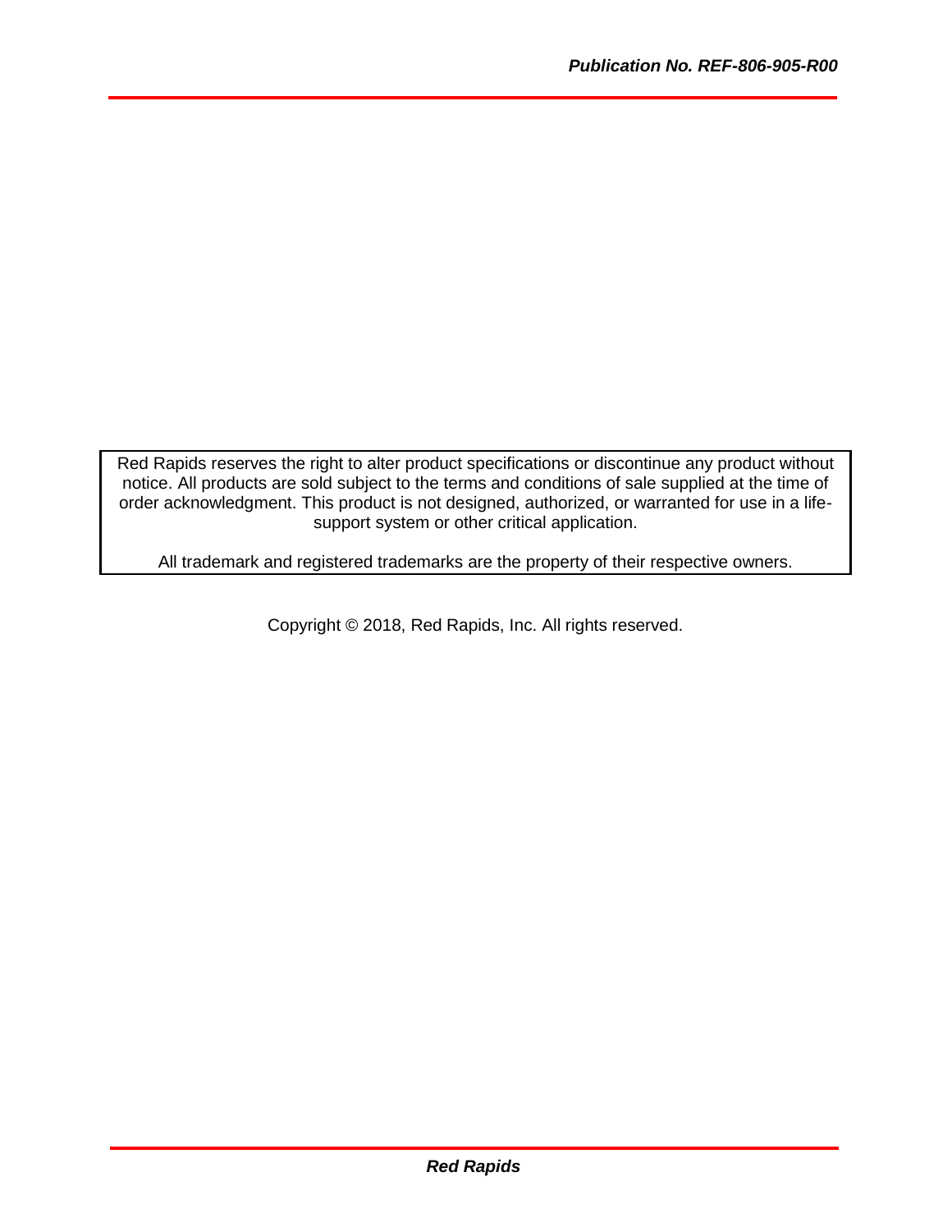Red Rapids reserves the right to alter product specifications or discontinue any product without notice. All products are sold subject to the terms and conditions of sale supplied at the time of order acknowledgment. This product is not designed, authorized, or warranted for use in a life-support system or other critical application.

All trademark and registered trademarks are the property of their respective owners.

Copyright © 2018, Red Rapids, Inc. All rights reserved.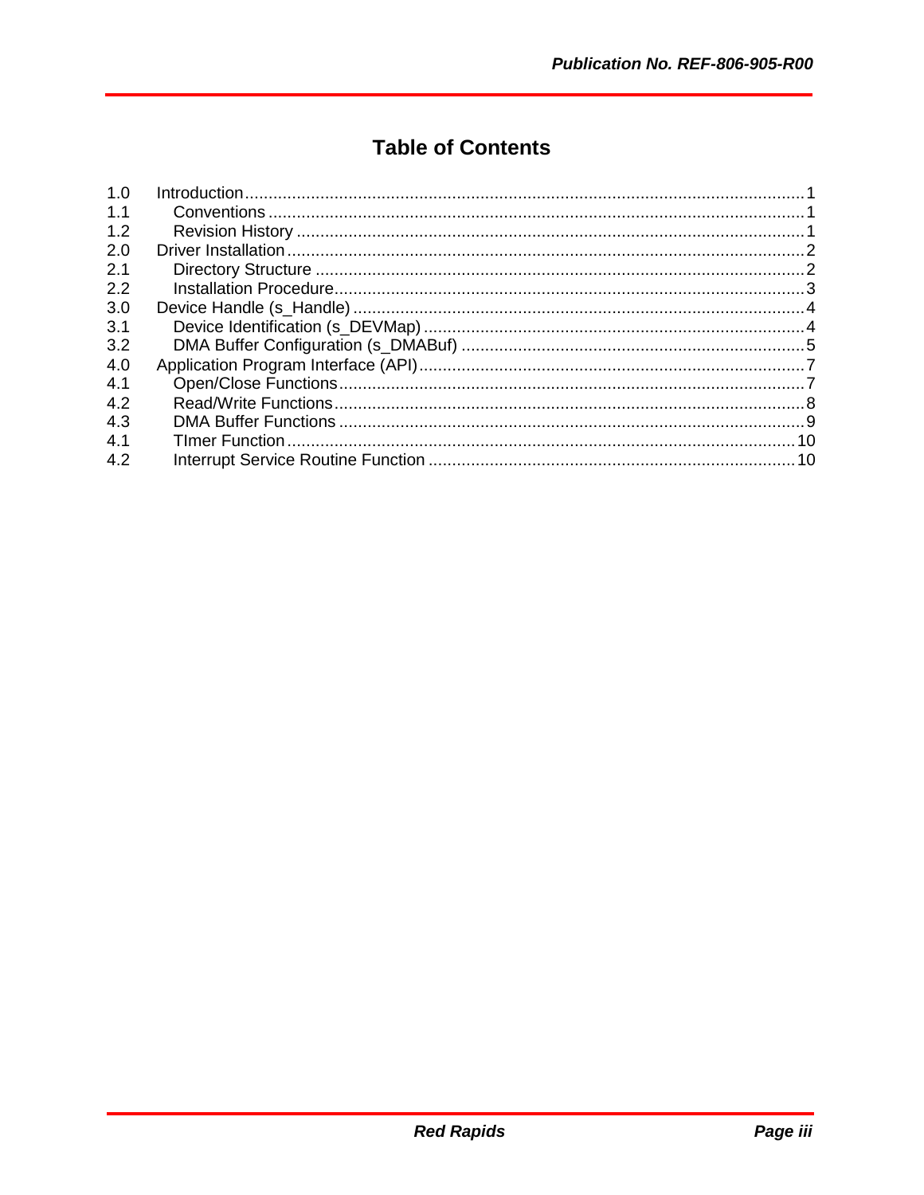# Table of Contents

| | | |
|---|---|---|
| 1.0 | Introduction | 1 |
| 1.1 | Conventions | 1 |
| 1.2 | Revision History | 1 |
| 2.0 | Driver Installation | 2 |
| 2.1 | Directory Structure | 2 |
| 2.2 | Installation Procedure | 3 |
| 3.0 | Device Handle (s_Handle) | 4 |
| 3.1 | Device Identification (s_DEVMap) | 4 |
| 3.2 | DMA Buffer Configuration (s_DMABuf) | 5 |
| 4.0 | Application Program Interface (API) | 7 |
| 4.1 | Open/Close Functions | 7 |
| 4.2 | Read/Write Functions | 8 |
| 4.3 | DMA Buffer Functions | 9 |
| 4.1 | TImer Function | 10 |
| 4.2 | Interrupt Service Routine Function | 10 |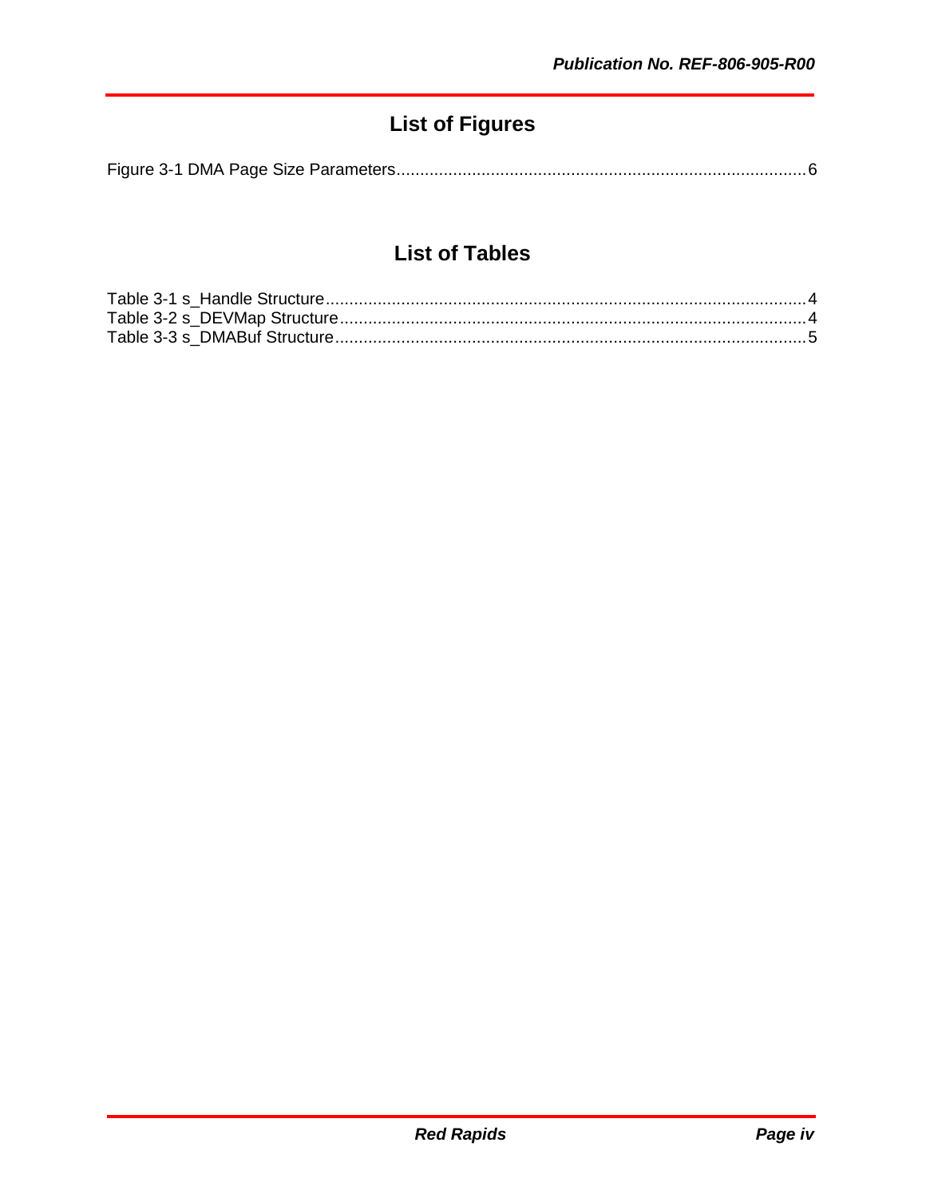# List of Figures

Figure 3-1 DMA Page Size Parameters......................................................................................6

# List of Tables

Table 3-1 s_Handle Structure.....................................................................................................4
Table 3-2 s_DEVMap Structure...................................................................................................4
Table 3-3 s_DMABuf Structure...................................................................................................5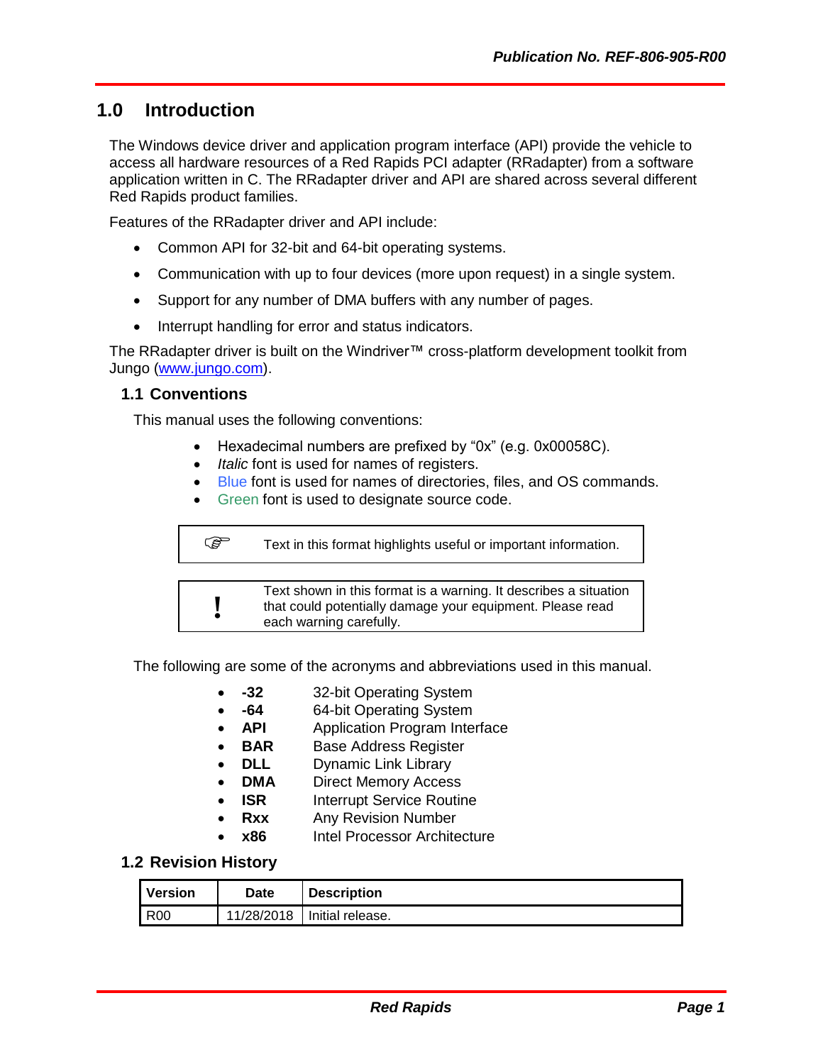# 1.0 Introduction

The Windows device driver and application program interface (API) provide the vehicle to access all hardware resources of a Red Rapids PCI adapter (RRadapter) from a software application written in C. The RRadapter driver and API are shared across several different Red Rapids product families.

Features of the RRadapter driver and API include:

- Common API for 32-bit and 64-bit operating systems.
- Communication with up to four devices (more upon request) in a single system.
- Support for any number of DMA buffers with any number of pages.
- Interrupt handling for error and status indicators.

The RRadapter driver is built on the Windriver™ cross-platform development toolkit from Jungo (www.jungo.com).

## 1.1 Conventions

This manual uses the following conventions:

- Hexadecimal numbers are prefixed by "0x" (e.g. 0x00058C).
- *Italic* font is used for names of registers.
- Blue font is used for names of directories, files, and OS commands.
- Green font is used to designate source code.

| ☞ | Text in this format highlights useful or important information. |
|---|---|

| ! | Text shown in this format is a warning. It describes a situation that could potentially damage your equipment. Please read each warning carefully. |
|---|---|

The following are some of the acronyms and abbreviations used in this manual.

- **-32** 32-bit Operating System
- **-64** 64-bit Operating System
- **API** Application Program Interface
- **BAR** Base Address Register
- **DLL** Dynamic Link Library
- **DMA** Direct Memory Access
- **ISR** Interrupt Service Routine
- **Rxx** Any Revision Number
- **x86** Intel Processor Architecture

## 1.2 Revision History

| Version | Date | Description |
|---|---|---|
| R00 | 11/28/2018 | Initial release. |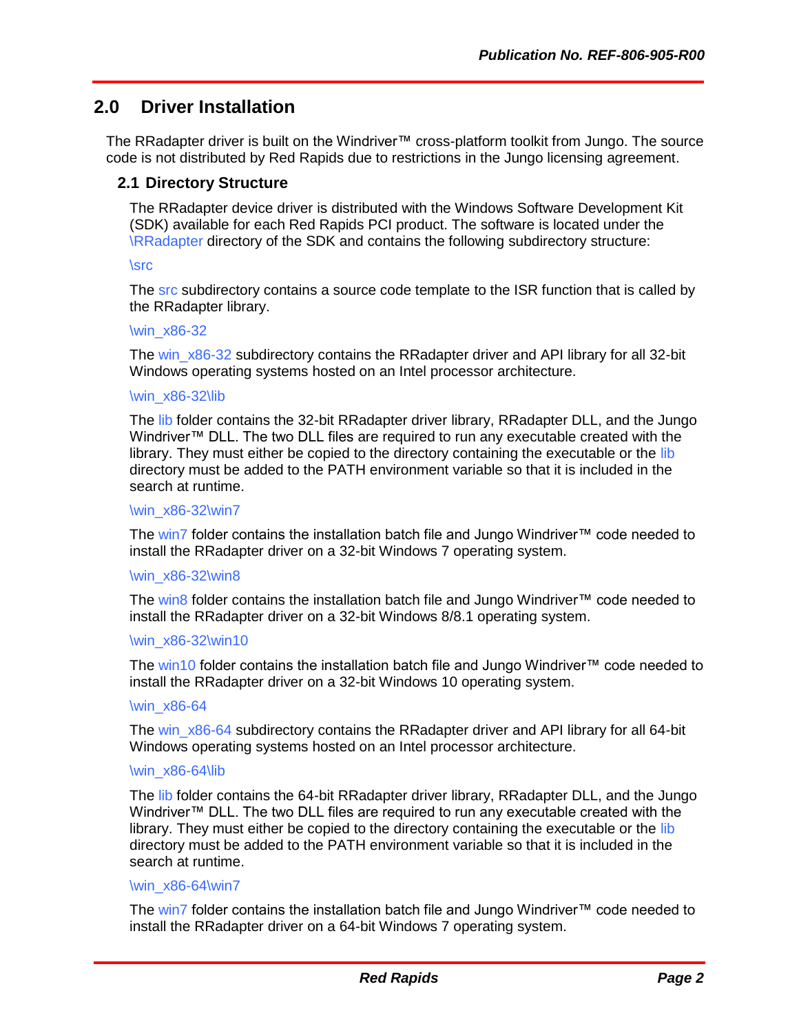## 2.0 Driver Installation

The RRadapter driver is built on the Windriver™ cross-platform toolkit from Jungo. The source code is not distributed by Red Rapids due to restrictions in the Jungo licensing agreement.

### 2.1 Directory Structure

The RRadapter device driver is distributed with the Windows Software Development Kit (SDK) available for each Red Rapids PCI product. The software is located under the \RRadapter directory of the SDK and contains the following subdirectory structure:

\src

The src subdirectory contains a source code template to the ISR function that is called by the RRadapter library.

\win_x86-32

The win_x86-32 subdirectory contains the RRadapter driver and API library for all 32-bit Windows operating systems hosted on an Intel processor architecture.

\win_x86-32\lib

The lib folder contains the 32-bit RRadapter driver library, RRadapter DLL, and the Jungo Windriver™ DLL. The two DLL files are required to run any executable created with the library. They must either be copied to the directory containing the executable or the lib directory must be added to the PATH environment variable so that it is included in the search at runtime.

\win_x86-32\win7

The win7 folder contains the installation batch file and Jungo Windriver™ code needed to install the RRadapter driver on a 32-bit Windows 7 operating system.

\win_x86-32\win8

The win8 folder contains the installation batch file and Jungo Windriver™ code needed to install the RRadapter driver on a 32-bit Windows 8/8.1 operating system.

\win_x86-32\win10

The win10 folder contains the installation batch file and Jungo Windriver™ code needed to install the RRadapter driver on a 32-bit Windows 10 operating system.

\win_x86-64

The win_x86-64 subdirectory contains the RRadapter driver and API library for all 64-bit Windows operating systems hosted on an Intel processor architecture.

\win_x86-64\lib

The lib folder contains the 64-bit RRadapter driver library, RRadapter DLL, and the Jungo Windriver™ DLL. The two DLL files are required to run any executable created with the library. They must either be copied to the directory containing the executable or the lib directory must be added to the PATH environment variable so that it is included in the search at runtime.

\win_x86-64\win7

The win7 folder contains the installation batch file and Jungo Windriver™ code needed to install the RRadapter driver on a 64-bit Windows 7 operating system.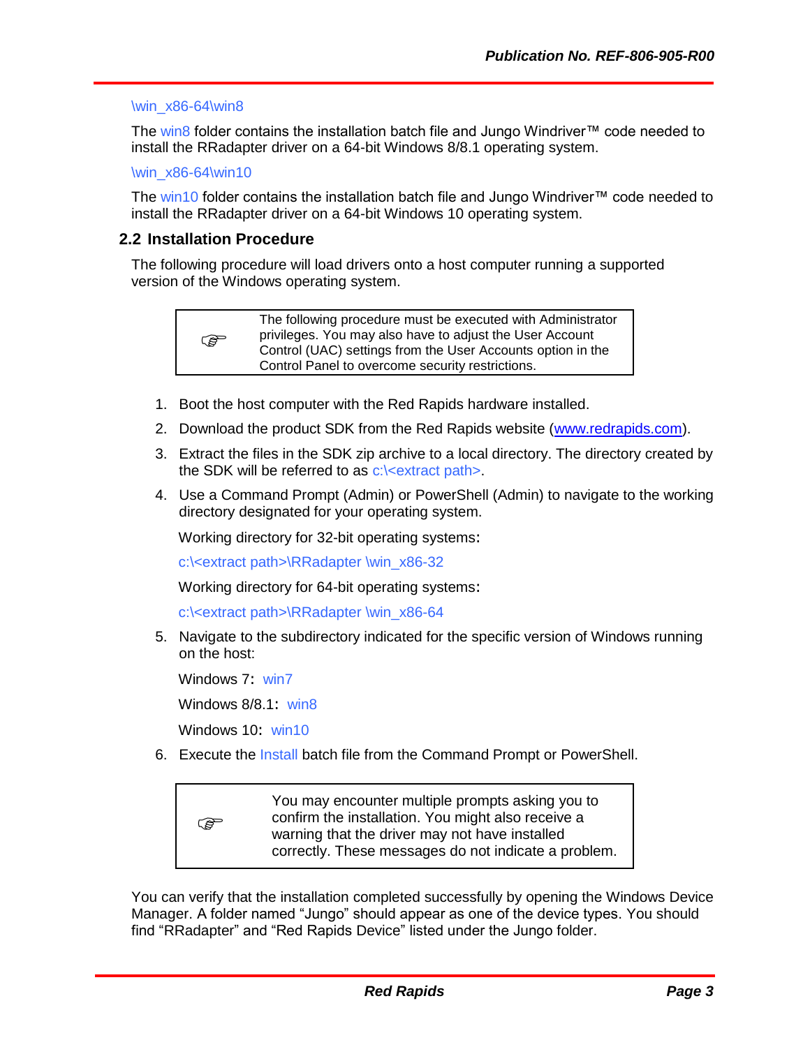\win_x86-64\win8

The win8 folder contains the installation batch file and Jungo Windriver™ code needed to install the RRadapter driver on a 64-bit Windows 8/8.1 operating system.

\win_x86-64\win10

The win10 folder contains the installation batch file and Jungo Windriver™ code needed to install the RRadapter driver on a 64-bit Windows 10 operating system.

## 2.2 Installation Procedure

The following procedure will load drivers onto a host computer running a supported version of the Windows operating system.

> ☞ The following procedure must be executed with Administrator privileges. You may also have to adjust the User Account Control (UAC) settings from the User Accounts option in the Control Panel to overcome security restrictions.

1. Boot the host computer with the Red Rapids hardware installed.
2. Download the product SDK from the Red Rapids website (www.redrapids.com).
3. Extract the files in the SDK zip archive to a local directory. The directory created by the SDK will be referred to as c:\<extract path>.
4. Use a Command Prompt (Admin) or PowerShell (Admin) to navigate to the working directory designated for your operating system.

   Working directory for 32-bit operating systems:

   c:\<extract path>\RRadapter \win_x86-32

   Working directory for 64-bit operating systems:

   c:\<extract path>\RRadapter \win_x86-64

5. Navigate to the subdirectory indicated for the specific version of Windows running on the host:

   Windows 7: win7

   Windows 8/8.1: win8

   Windows 10: win10

6. Execute the Install batch file from the Command Prompt or PowerShell.

> ☞ You may encounter multiple prompts asking you to confirm the installation. You might also receive a warning that the driver may not have installed correctly. These messages do not indicate a problem.

You can verify that the installation completed successfully by opening the Windows Device Manager. A folder named "Jungo" should appear as one of the device types. You should find "RRadapter" and "Red Rapids Device" listed under the Jungo folder.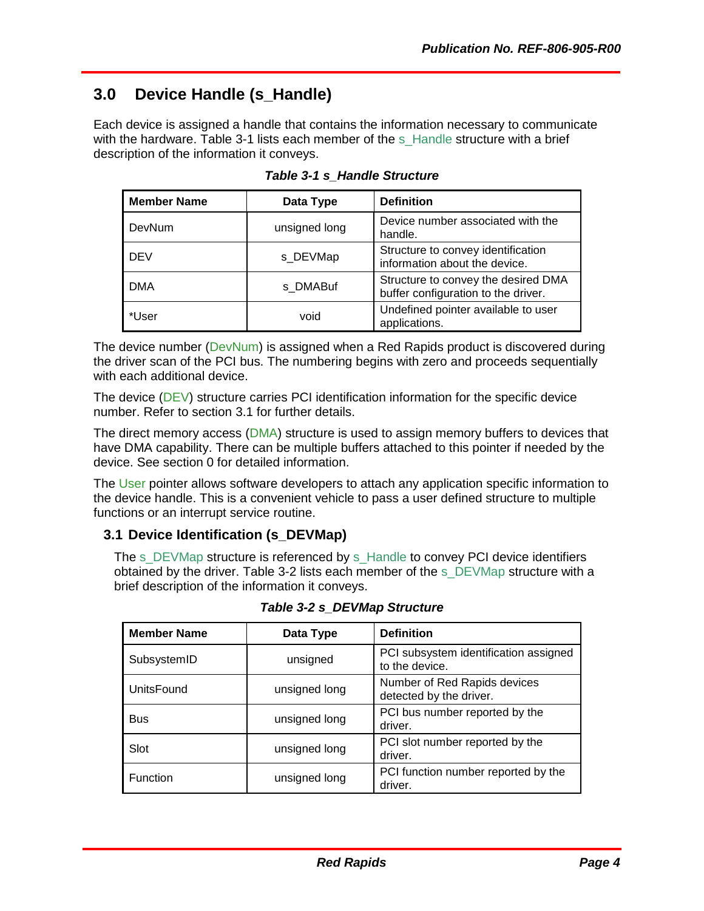# 3.0 Device Handle (s_Handle)

Each device is assigned a handle that contains the information necessary to communicate with the hardware. Table 3-1 lists each member of the s_Handle structure with a brief description of the information it conveys.

***Table 3-1 s_Handle Structure***

| Member Name | Data Type | Definition |
| --- | --- | --- |
| DevNum | unsigned long | Device number associated with the handle. |
| DEV | s_DEVMap | Structure to convey identification information about the device. |
| DMA | s_DMABuf | Structure to convey the desired DMA buffer configuration to the driver. |
| *User | void | Undefined pointer available to user applications. |

The device number (DevNum) is assigned when a Red Rapids product is discovered during the driver scan of the PCI bus. The numbering begins with zero and proceeds sequentially with each additional device.

The device (DEV) structure carries PCI identification information for the specific device number. Refer to section 3.1 for further details.

The direct memory access (DMA) structure is used to assign memory buffers to devices that have DMA capability. There can be multiple buffers attached to this pointer if needed by the device. See section 0 for detailed information.

The User pointer allows software developers to attach any application specific information to the device handle. This is a convenient vehicle to pass a user defined structure to multiple functions or an interrupt service routine.

## 3.1 Device Identification (s_DEVMap)

The s_DEVMap structure is referenced by s_Handle to convey PCI device identifiers obtained by the driver. Table 3-2 lists each member of the s_DEVMap structure with a brief description of the information it conveys.

***Table 3-2 s_DEVMap Structure***

| Member Name | Data Type | Definition |
| --- | --- | --- |
| SubsystemID | unsigned | PCI subsystem identification assigned to the device. |
| UnitsFound | unsigned long | Number of Red Rapids devices detected by the driver. |
| Bus | unsigned long | PCI bus number reported by the driver. |
| Slot | unsigned long | PCI slot number reported by the driver. |
| Function | unsigned long | PCI function number reported by the driver. |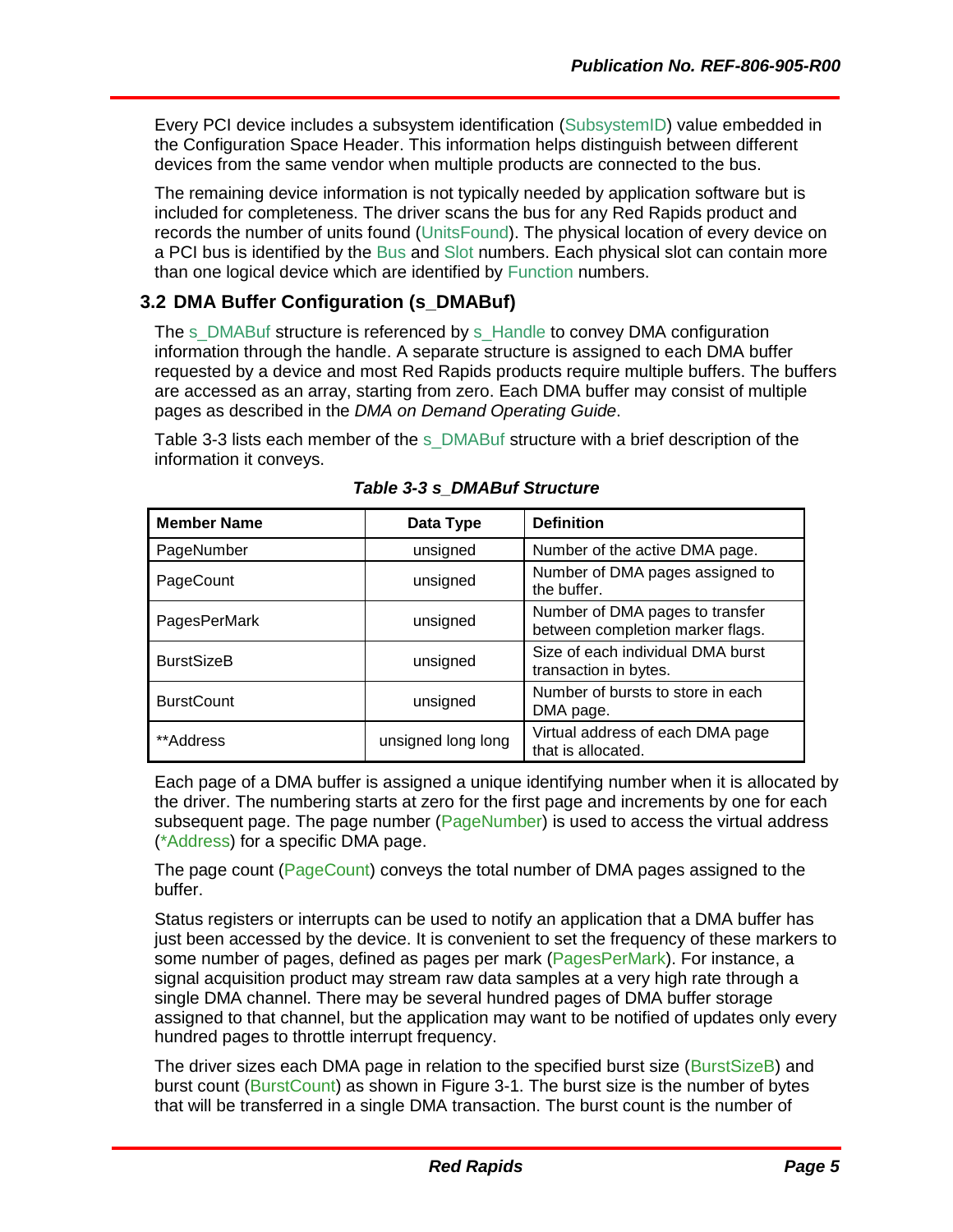Every PCI device includes a subsystem identification (SubsystemID) value embedded in the Configuration Space Header. This information helps distinguish between different devices from the same vendor when multiple products are connected to the bus.

The remaining device information is not typically needed by application software but is included for completeness. The driver scans the bus for any Red Rapids product and records the number of units found (UnitsFound). The physical location of every device on a PCI bus is identified by the Bus and Slot numbers. Each physical slot can contain more than one logical device which are identified by Function numbers.

## 3.2 DMA Buffer Configuration (s_DMABuf)

The s_DMABuf structure is referenced by s_Handle to convey DMA configuration information through the handle. A separate structure is assigned to each DMA buffer requested by a device and most Red Rapids products require multiple buffers. The buffers are accessed as an array, starting from zero. Each DMA buffer may consist of multiple pages as described in the *DMA on Demand Operating Guide*.

Table 3-3 lists each member of the s_DMABuf structure with a brief description of the information it conveys.

***Table 3-3 s_DMABuf Structure***

| Member Name | Data Type | Definition |
|---|---|---|
| PageNumber | unsigned | Number of the active DMA page. |
| PageCount | unsigned | Number of DMA pages assigned to the buffer. |
| PagesPerMark | unsigned | Number of DMA pages to transfer between completion marker flags. |
| BurstSizeB | unsigned | Size of each individual DMA burst transaction in bytes. |
| BurstCount | unsigned | Number of bursts to store in each DMA page. |
| **Address | unsigned long long | Virtual address of each DMA page that is allocated. |

Each page of a DMA buffer is assigned a unique identifying number when it is allocated by the driver. The numbering starts at zero for the first page and increments by one for each subsequent page. The page number (PageNumber) is used to access the virtual address (*Address) for a specific DMA page.

The page count (PageCount) conveys the total number of DMA pages assigned to the buffer.

Status registers or interrupts can be used to notify an application that a DMA buffer has just been accessed by the device. It is convenient to set the frequency of these markers to some number of pages, defined as pages per mark (PagesPerMark). For instance, a signal acquisition product may stream raw data samples at a very high rate through a single DMA channel. There may be several hundred pages of DMA buffer storage assigned to that channel, but the application may want to be notified of updates only every hundred pages to throttle interrupt frequency.

The driver sizes each DMA page in relation to the specified burst size (BurstSizeB) and burst count (BurstCount) as shown in Figure 3-1. The burst size is the number of bytes that will be transferred in a single DMA transaction. The burst count is the number of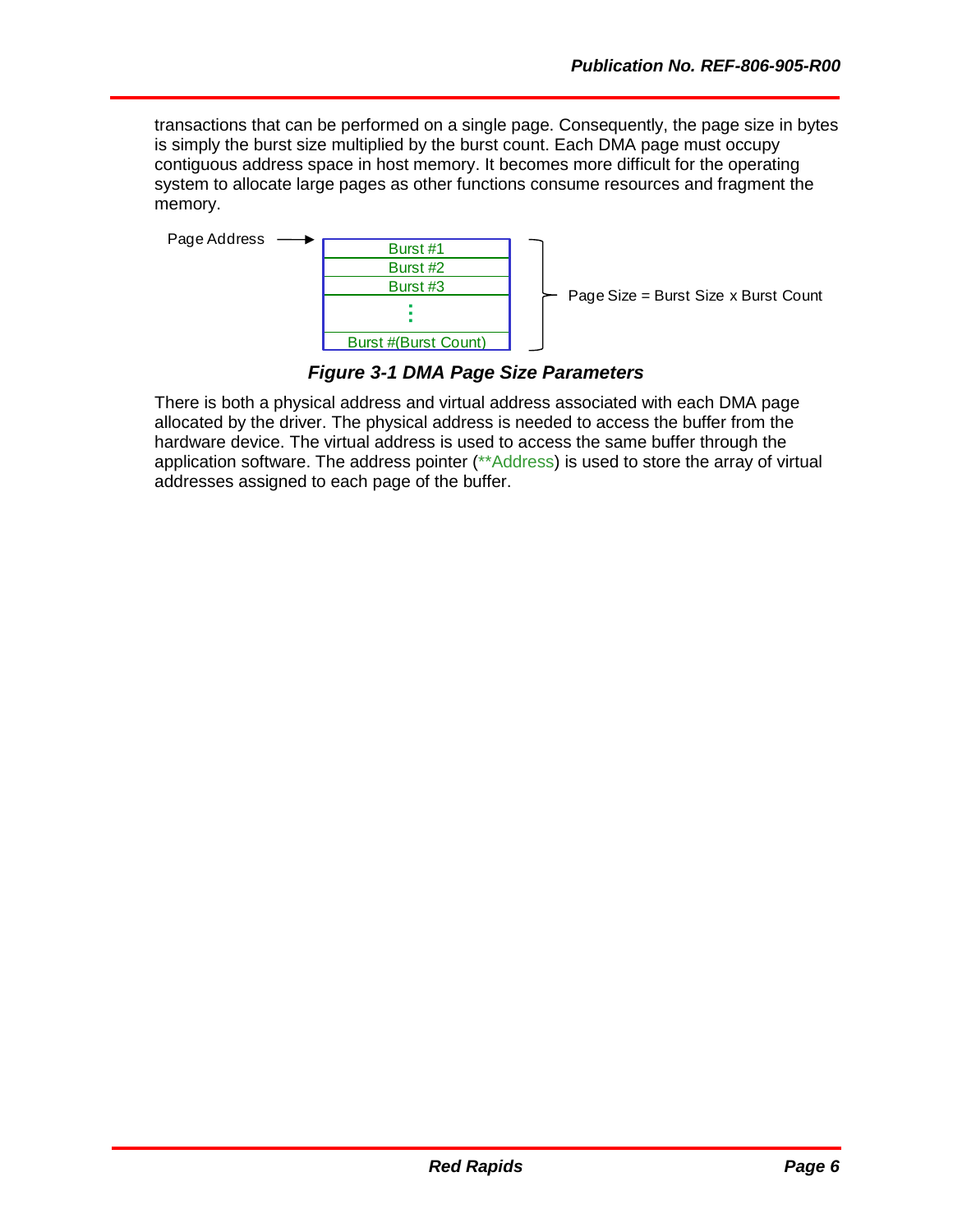transactions that can be performed on a single page. Consequently, the page size in bytes is simply the burst size multiplied by the burst count. Each DMA page must occupy contiguous address space in host memory. It becomes more difficult for the operating system to allocate large pages as other functions consume resources and fragment the memory.

Page Address → 

| Burst #1 |
| --- |
| Burst #2 |
| Burst #3 |
| ⋮ |
| Burst #(Burst Count) |

Page Size = Burst Size x Burst Count

***Figure 3-1 DMA Page Size Parameters***

There is both a physical address and virtual address associated with each DMA page allocated by the driver. The physical address is needed to access the buffer from the hardware device. The virtual address is used to access the same buffer through the application software. The address pointer (**Address) is used to store the array of virtual addresses assigned to each page of the buffer.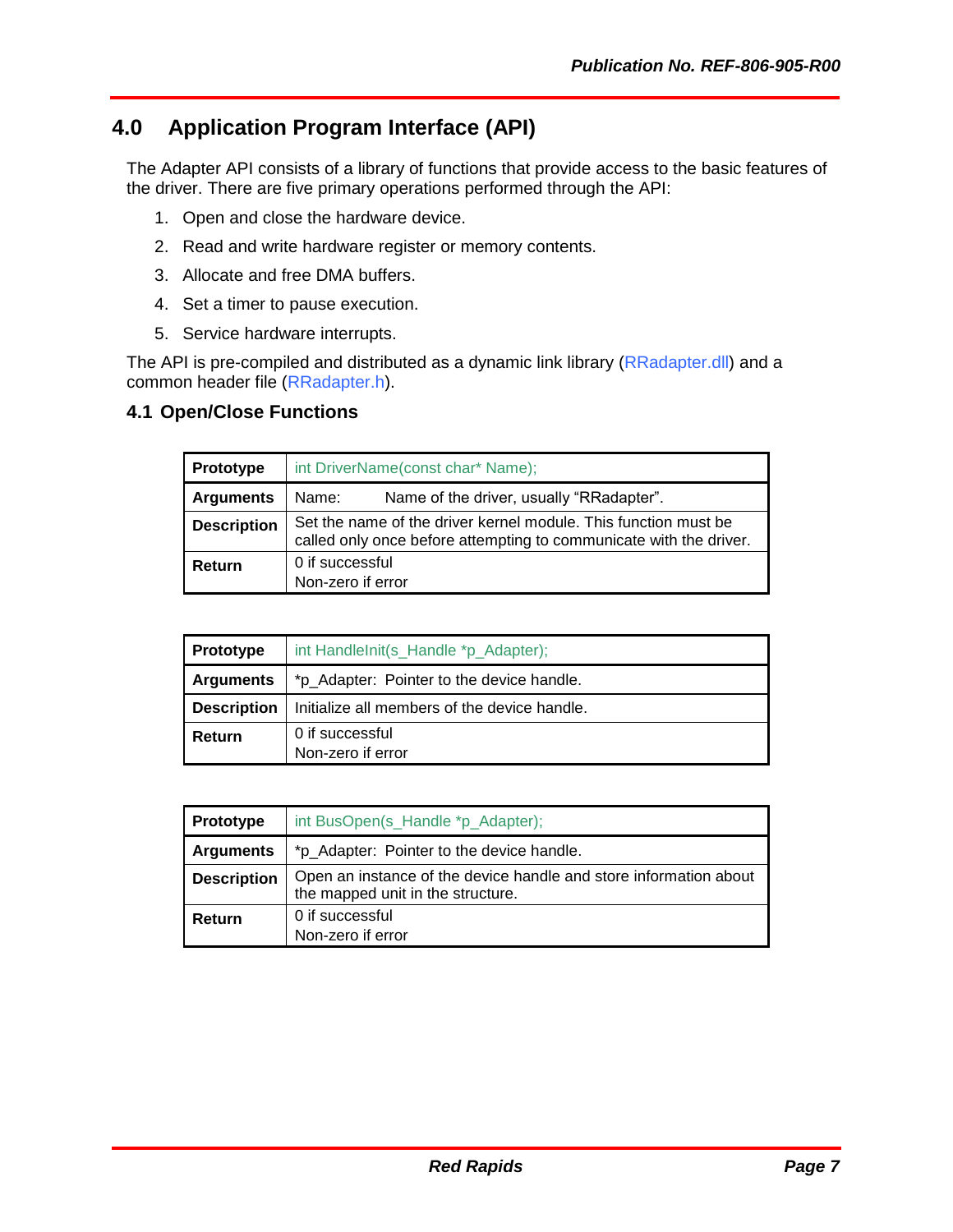# 4.0 Application Program Interface (API)

The Adapter API consists of a library of functions that provide access to the basic features of the driver. There are five primary operations performed through the API:

1. Open and close the hardware device.
2. Read and write hardware register or memory contents.
3. Allocate and free DMA buffers.
4. Set a timer to pause execution.
5. Service hardware interrupts.

The API is pre-compiled and distributed as a dynamic link library (RRadapter.dll) and a common header file (RRadapter.h).

## 4.1 Open/Close Functions

| **Prototype** | int DriverName(const char* Name); |
|---|---|
| **Arguments** | Name: Name of the driver, usually “RRadapter”. |
| **Description** | Set the name of the driver kernel module. This function must be called only once before attempting to communicate with the driver. |
| **Return** | 0 if successful<br>Non-zero if error |

| **Prototype** | int HandleInit(s_Handle *p_Adapter); |
|---|---|
| **Arguments** | *p_Adapter: Pointer to the device handle. |
| **Description** | Initialize all members of the device handle. |
| **Return** | 0 if successful<br>Non-zero if error |

| **Prototype** | int BusOpen(s_Handle *p_Adapter); |
|---|---|
| **Arguments** | *p_Adapter: Pointer to the device handle. |
| **Description** | Open an instance of the device handle and store information about the mapped unit in the structure. |
| **Return** | 0 if successful<br>Non-zero if error |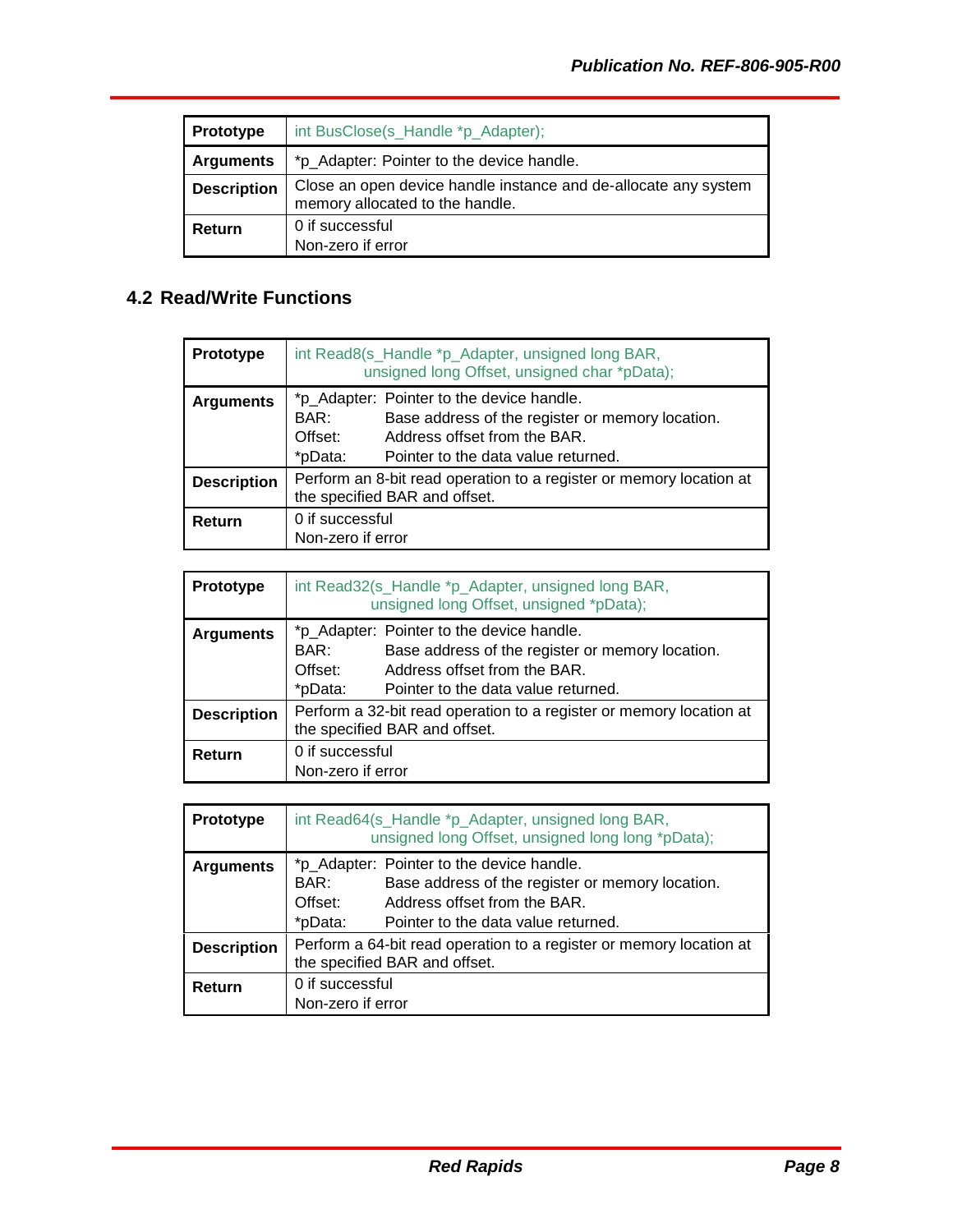| Prototype | int BusClose(s_Handle *p_Adapter); |
|---|---|
| Arguments | *p_Adapter: Pointer to the device handle. |
| Description | Close an open device handle instance and de-allocate any system memory allocated to the handle. |
| Return | 0 if successful<br>Non-zero if error |

## 4.2 Read/Write Functions

| Prototype | int Read8(s_Handle *p_Adapter, unsigned long BAR, unsigned long Offset, unsigned char *pData); |
|---|---|
| Arguments | *p_Adapter: Pointer to the device handle.<br>BAR: Base address of the register or memory location.<br>Offset: Address offset from the BAR.<br>*pData: Pointer to the data value returned. |
| Description | Perform an 8-bit read operation to a register or memory location at the specified BAR and offset. |
| Return | 0 if successful<br>Non-zero if error |

| Prototype | int Read32(s_Handle *p_Adapter, unsigned long BAR, unsigned long Offset, unsigned *pData); |
|---|---|
| Arguments | *p_Adapter: Pointer to the device handle.<br>BAR: Base address of the register or memory location.<br>Offset: Address offset from the BAR.<br>*pData: Pointer to the data value returned. |
| Description | Perform a 32-bit read operation to a register or memory location at the specified BAR and offset. |
| Return | 0 if successful<br>Non-zero if error |

| Prototype | int Read64(s_Handle *p_Adapter, unsigned long BAR, unsigned long Offset, unsigned long long *pData); |
|---|---|
| Arguments | *p_Adapter: Pointer to the device handle.<br>BAR: Base address of the register or memory location.<br>Offset: Address offset from the BAR.<br>*pData: Pointer to the data value returned. |
| Description | Perform a 64-bit read operation to a register or memory location at the specified BAR and offset. |
| Return | 0 if successful<br>Non-zero if error |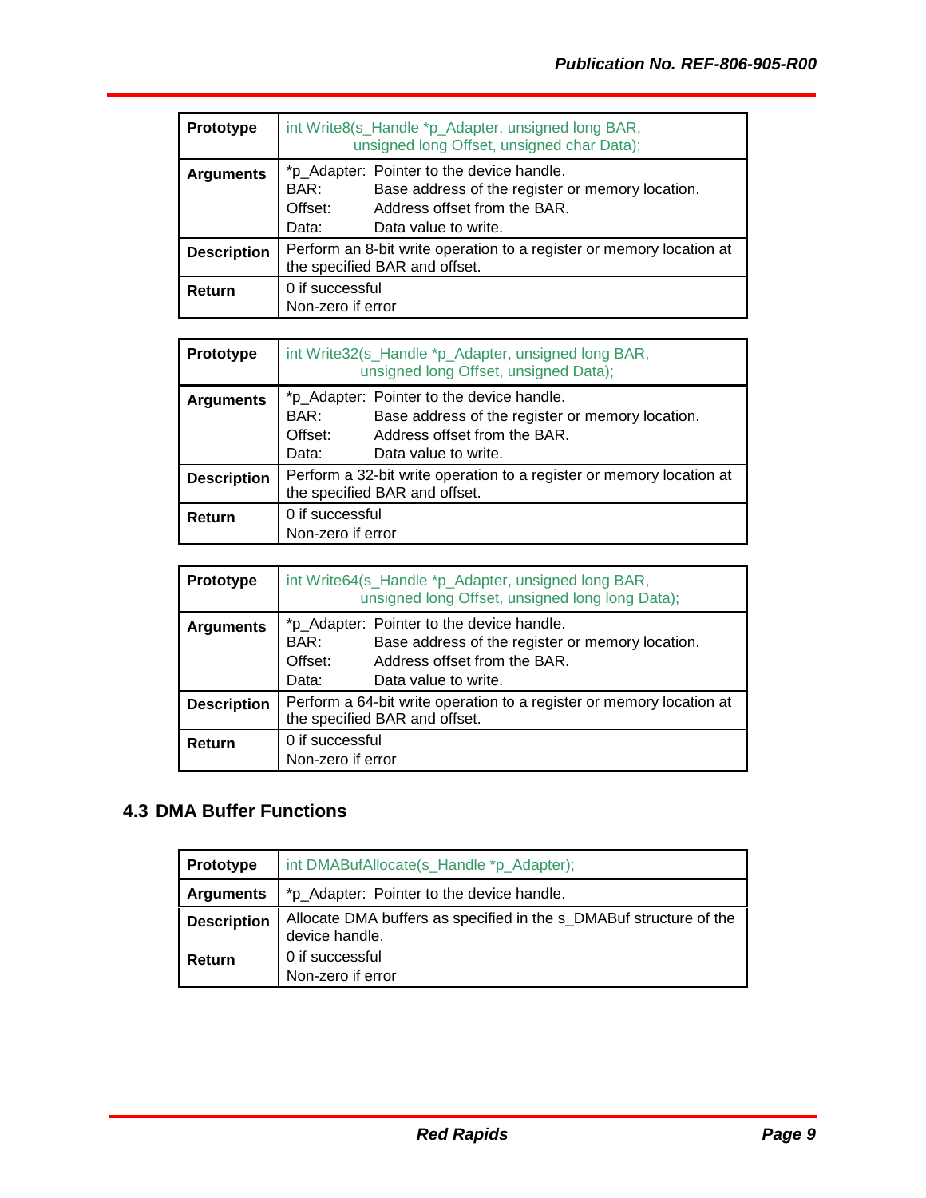| Prototype | int Write8(s_Handle *p_Adapter, unsigned long BAR, unsigned long Offset, unsigned char Data); |
|---|---|
| Arguments | *p_Adapter: Pointer to the device handle.<br>BAR: Base address of the register or memory location.<br>Offset: Address offset from the BAR.<br>Data: Data value to write. |
| Description | Perform an 8-bit write operation to a register or memory location at the specified BAR and offset. |
| Return | 0 if successful<br>Non-zero if error |

| Prototype | int Write32(s_Handle *p_Adapter, unsigned long BAR, unsigned long Offset, unsigned Data); |
|---|---|
| Arguments | *p_Adapter: Pointer to the device handle.<br>BAR: Base address of the register or memory location.<br>Offset: Address offset from the BAR.<br>Data: Data value to write. |
| Description | Perform a 32-bit write operation to a register or memory location at the specified BAR and offset. |
| Return | 0 if successful<br>Non-zero if error |

| Prototype | int Write64(s_Handle *p_Adapter, unsigned long BAR, unsigned long Offset, unsigned long long Data); |
|---|---|
| Arguments | *p_Adapter: Pointer to the device handle.<br>BAR: Base address of the register or memory location.<br>Offset: Address offset from the BAR.<br>Data: Data value to write. |
| Description | Perform a 64-bit write operation to a register or memory location at the specified BAR and offset. |
| Return | 0 if successful<br>Non-zero if error |

## 4.3 DMA Buffer Functions

| Prototype | int DMABufAllocate(s_Handle *p_Adapter); |
|---|---|
| Arguments | *p_Adapter: Pointer to the device handle. |
| Description | Allocate DMA buffers as specified in the s_DMABuf structure of the device handle. |
| Return | 0 if successful<br>Non-zero if error |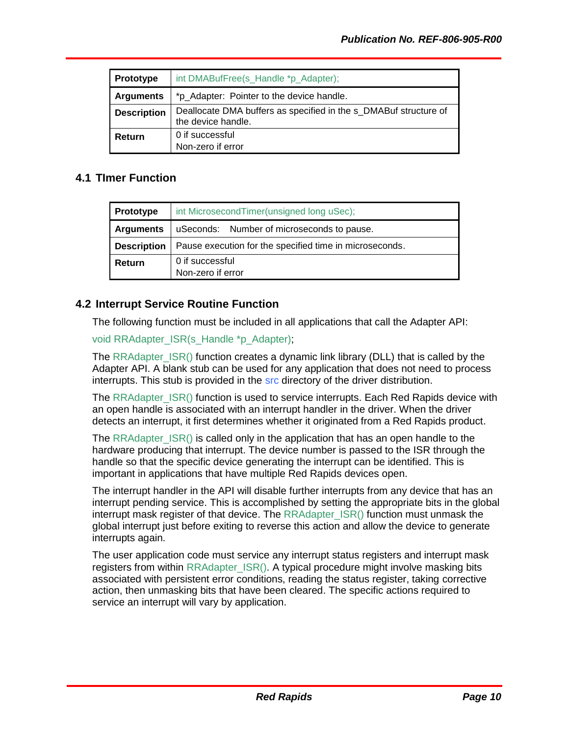| | |
|---|---|
| **Prototype** | int DMABufFree(s_Handle *p_Adapter); |
| **Arguments** | *p_Adapter: Pointer to the device handle. |
| **Description** | Deallocate DMA buffers as specified in the s_DMABuf structure of the device handle. |
| **Return** | 0 if successful<br>Non-zero if error |

## 4.1 TImer Function

| | |
|---|---|
| **Prototype** | int MicrosecondTimer(unsigned long uSec); |
| **Arguments** | uSeconds: Number of microseconds to pause. |
| **Description** | Pause execution for the specified time in microseconds. |
| **Return** | 0 if successful<br>Non-zero if error |

## 4.2 Interrupt Service Routine Function

The following function must be included in all applications that call the Adapter API:

void RRAdapter_ISR(s_Handle *p_Adapter);

The RRAdapter_ISR() function creates a dynamic link library (DLL) that is called by the Adapter API. A blank stub can be used for any application that does not need to process interrupts. This stub is provided in the src directory of the driver distribution.

The RRAdapter_ISR() function is used to service interrupts. Each Red Rapids device with an open handle is associated with an interrupt handler in the driver. When the driver detects an interrupt, it first determines whether it originated from a Red Rapids product.

The RRAdapter_ISR() is called only in the application that has an open handle to the hardware producing that interrupt. The device number is passed to the ISR through the handle so that the specific device generating the interrupt can be identified. This is important in applications that have multiple Red Rapids devices open.

The interrupt handler in the API will disable further interrupts from any device that has an interrupt pending service. This is accomplished by setting the appropriate bits in the global interrupt mask register of that device. The RRAdapter_ISR() function must unmask the global interrupt just before exiting to reverse this action and allow the device to generate interrupts again.

The user application code must service any interrupt status registers and interrupt mask registers from within RRAdapter_ISR(). A typical procedure might involve masking bits associated with persistent error conditions, reading the status register, taking corrective action, then unmasking bits that have been cleared. The specific actions required to service an interrupt will vary by application.